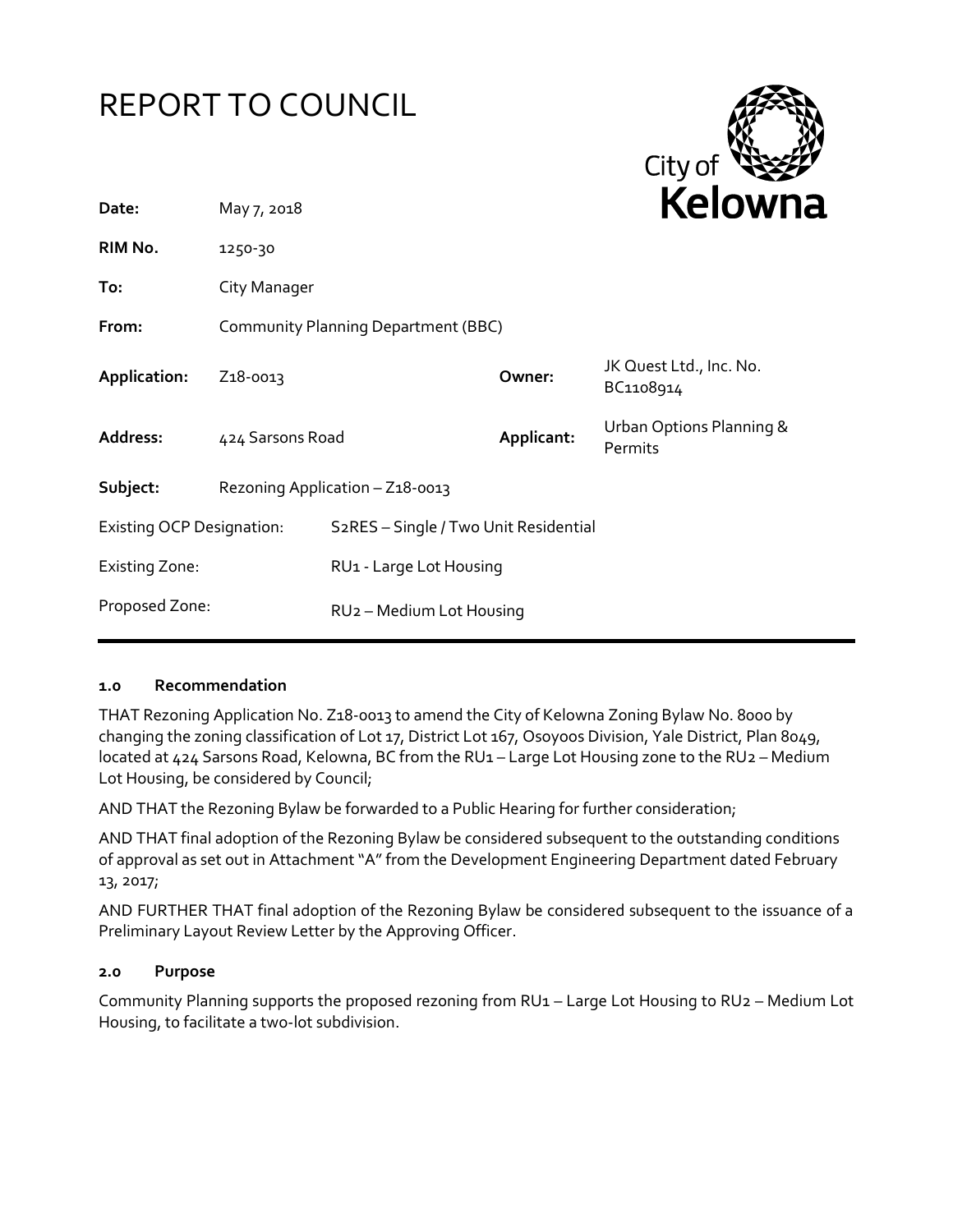# REPORT TO COUNCIL

| | | | |
|---|---|---|---|
| **Date:** | May 7, 2018 | | |
| **RIM No.** | 1250-30 | | |
| **To:** | City Manager | | |
| **From:** | Community Planning Department (BBC) | | |
| **Application:** | Z18-0013 | **Owner:** | JK Quest Ltd., Inc. No. BC1108914 |
| **Address:** | 424 Sarsons Road | **Applicant:** | Urban Options Planning & Permits |
| **Subject:** | Rezoning Application – Z18-0013 | | |

| | |
|---|---|
| Existing OCP Designation: | S2RES – Single / Two Unit Residential |
| Existing Zone: | RU1 - Large Lot Housing |
| Proposed Zone: | RU2 – Medium Lot Housing |

## 1.0 Recommendation

THAT Rezoning Application No. Z18-0013 to amend the City of Kelowna Zoning Bylaw No. 8000 by changing the zoning classification of Lot 17, District Lot 167, Osoyoos Division, Yale District, Plan 8049, located at 424 Sarsons Road, Kelowna, BC from the RU1 – Large Lot Housing zone to the RU2 – Medium Lot Housing, be considered by Council;

AND THAT the Rezoning Bylaw be forwarded to a Public Hearing for further consideration;

AND THAT final adoption of the Rezoning Bylaw be considered subsequent to the outstanding conditions of approval as set out in Attachment "A" from the Development Engineering Department dated February 13, 2017;

AND FURTHER THAT final adoption of the Rezoning Bylaw be considered subsequent to the issuance of a Preliminary Layout Review Letter by the Approving Officer.

## 2.0 Purpose

Community Planning supports the proposed rezoning from RU1 – Large Lot Housing to RU2 – Medium Lot Housing, to facilitate a two-lot subdivision.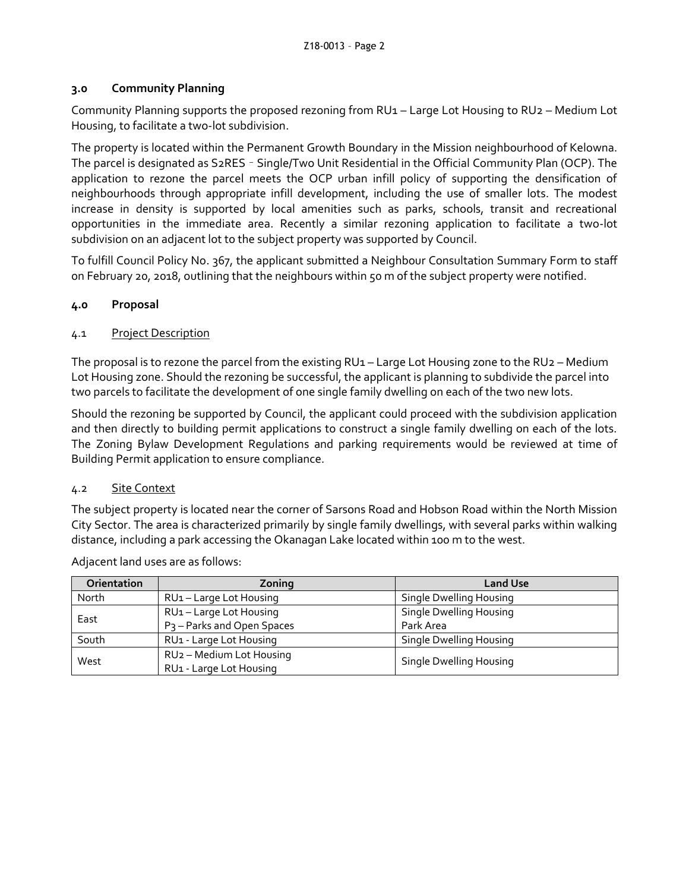### 3.0 Community Planning

Community Planning supports the proposed rezoning from RU1 – Large Lot Housing to RU2 – Medium Lot Housing, to facilitate a two-lot subdivision.

The property is located within the Permanent Growth Boundary in the Mission neighbourhood of Kelowna. The parcel is designated as S2RES – Single/Two Unit Residential in the Official Community Plan (OCP). The application to rezone the parcel meets the OCP urban infill policy of supporting the densification of neighbourhoods through appropriate infill development, including the use of smaller lots. The modest increase in density is supported by local amenities such as parks, schools, transit and recreational opportunities in the immediate area. Recently a similar rezoning application to facilitate a two-lot subdivision on an adjacent lot to the subject property was supported by Council.

To fulfill Council Policy No. 367, the applicant submitted a Neighbour Consultation Summary Form to staff on February 20, 2018, outlining that the neighbours within 50 m of the subject property were notified.

### 4.0 Proposal

#### 4.1 Project Description

The proposal is to rezone the parcel from the existing RU1 – Large Lot Housing zone to the RU2 – Medium Lot Housing zone. Should the rezoning be successful, the applicant is planning to subdivide the parcel into two parcels to facilitate the development of one single family dwelling on each of the two new lots.

Should the rezoning be supported by Council, the applicant could proceed with the subdivision application and then directly to building permit applications to construct a single family dwelling on each of the lots. The Zoning Bylaw Development Regulations and parking requirements would be reviewed at time of Building Permit application to ensure compliance.

#### 4.2 Site Context

The subject property is located near the corner of Sarsons Road and Hobson Road within the North Mission City Sector. The area is characterized primarily by single family dwellings, with several parks within walking distance, including a park accessing the Okanagan Lake located within 100 m to the west.

Adjacent land uses are as follows:

| Orientation | Zoning | Land Use |
|---|---|---|
| North | RU1 – Large Lot Housing | Single Dwelling Housing |
| East | RU1 – Large Lot Housing<br>P3 – Parks and Open Spaces | Single Dwelling Housing<br>Park Area |
| South | RU1 - Large Lot Housing | Single Dwelling Housing |
| West | RU2 – Medium Lot Housing<br>RU1 - Large Lot Housing | Single Dwelling Housing |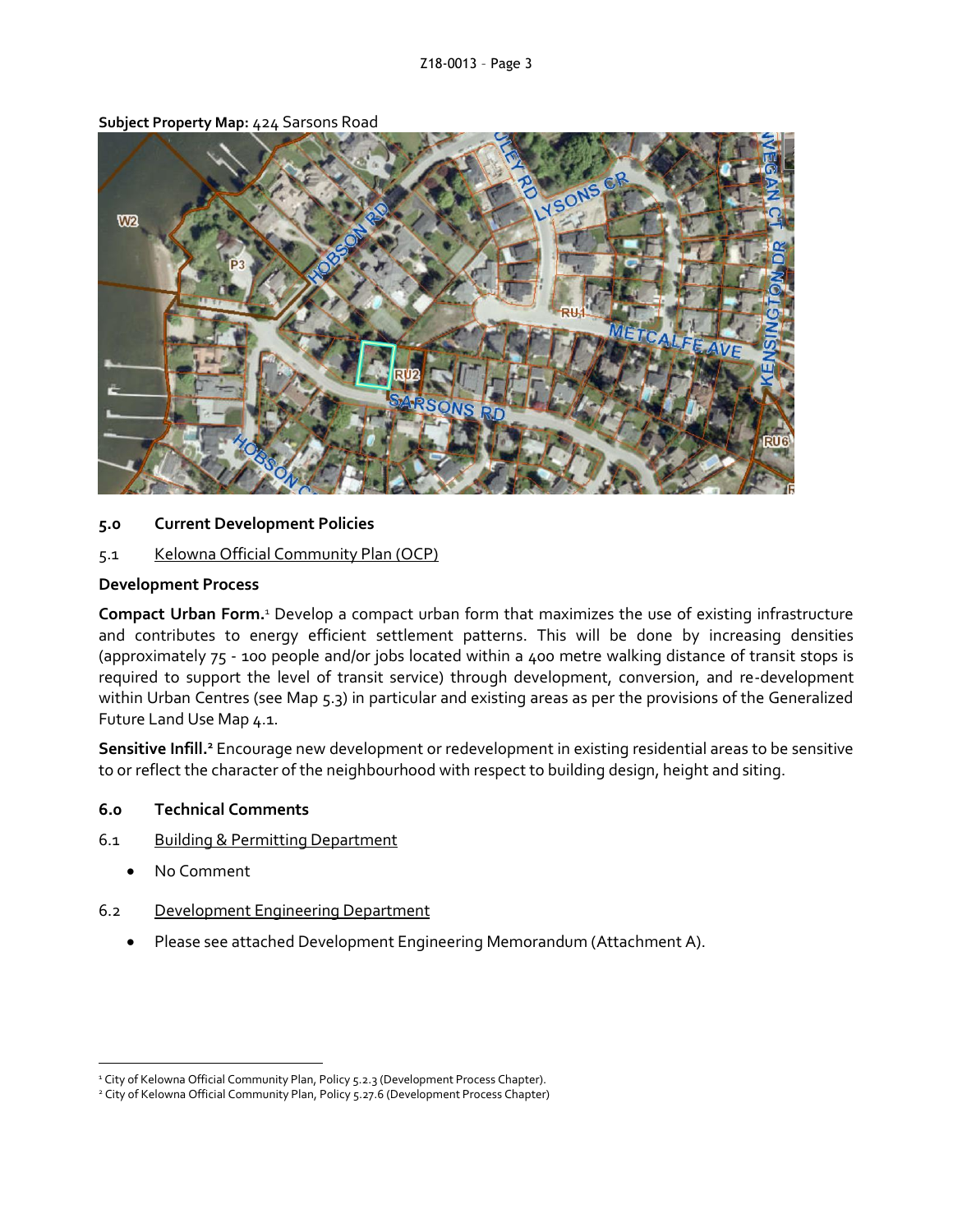**Subject Property Map:** 424 Sarsons Road

## 5.0 Current Development Policies

### 5.1 Kelowna Official Community Plan (OCP)

**Development Process**

**Compact Urban Form.**[1] Develop a compact urban form that maximizes the use of existing infrastructure and contributes to energy efficient settlement patterns. This will be done by increasing densities (approximately 75 - 100 people and/or jobs located within a 400 metre walking distance of transit stops is required to support the level of transit service) through development, conversion, and re-development within Urban Centres (see Map 5.3) in particular and existing areas as per the provisions of the Generalized Future Land Use Map 4.1.

**Sensitive Infill.**[2] Encourage new development or redevelopment in existing residential areas to be sensitive to or reflect the character of the neighbourhood with respect to building design, height and siting.

## 6.0 Technical Comments

### 6.1 Building & Permitting Department

- No Comment

### 6.2 Development Engineering Department

- Please see attached Development Engineering Memorandum (Attachment A).

---

[1] City of Kelowna Official Community Plan, Policy 5.2.3 (Development Process Chapter).

[2] City of Kelowna Official Community Plan, Policy 5.27.6 (Development Process Chapter)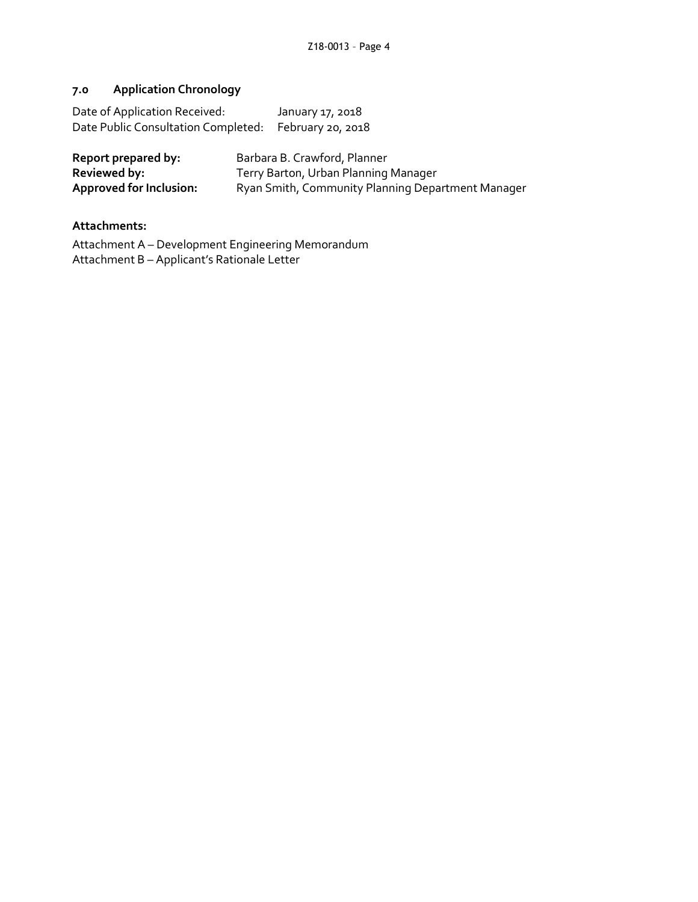## 7.0 Application Chronology

Date of Application Received: January 17, 2018
Date Public Consultation Completed: February 20, 2018

**Report prepared by:** Barbara B. Crawford, Planner
**Reviewed by:** Terry Barton, Urban Planning Manager
**Approved for Inclusion:** Ryan Smith, Community Planning Department Manager

**Attachments:**

Attachment A – Development Engineering Memorandum
Attachment B – Applicant's Rationale Letter